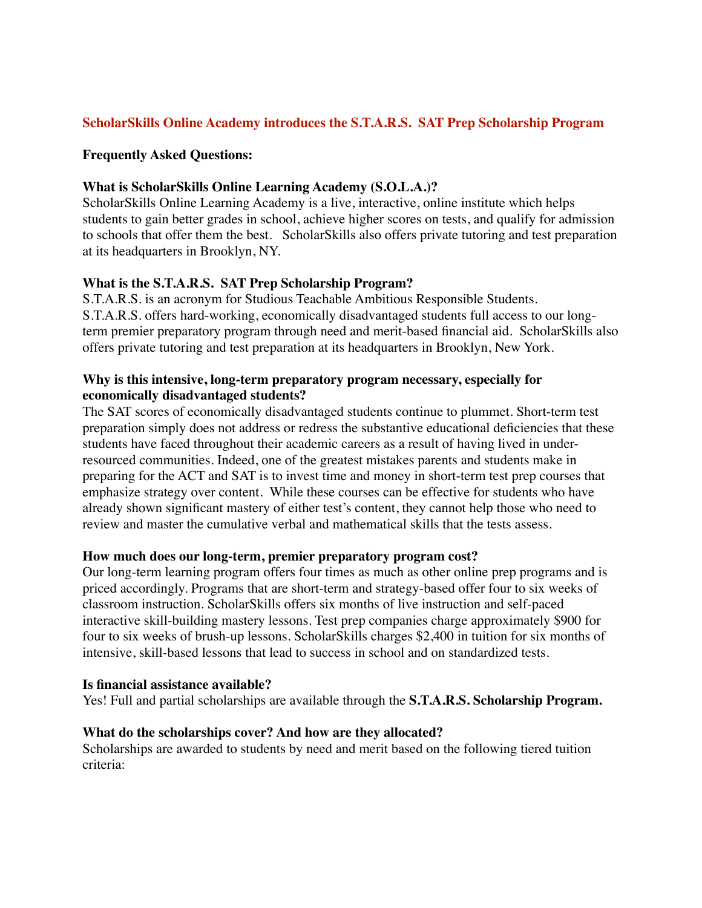# ScholarSkills Online Academy introduces the S.T.A.R.S. SAT Prep Scholarship Program

**Frequently Asked Questions:**

**What is ScholarSkills Online Learning Academy (S.O.L.A.)?**

ScholarSkills Online Learning Academy is a live, interactive, online institute which helps students to gain better grades in school, achieve higher scores on tests, and qualify for admission to schools that offer them the best. ScholarSkills also offers private tutoring and test preparation at its headquarters in Brooklyn, NY.

**What is the S.T.A.R.S. SAT Prep Scholarship Program?**

S.T.A.R.S. is an acronym for Studious Teachable Ambitious Responsible Students. S.T.A.R.S. offers hard-working, economically disadvantaged students full access to our long-term premier preparatory program through need and merit-based financial aid. ScholarSkills also offers private tutoring and test preparation at its headquarters in Brooklyn, New York.

**Why is this intensive, long-term preparatory program necessary, especially for economically disadvantaged students?**

The SAT scores of economically disadvantaged students continue to plummet. Short-term test preparation simply does not address or redress the substantive educational deficiencies that these students have faced throughout their academic careers as a result of having lived in under-resourced communities. Indeed, one of the greatest mistakes parents and students make in preparing for the ACT and SAT is to invest time and money in short-term test prep courses that emphasize strategy over content. While these courses can be effective for students who have already shown significant mastery of either test's content, they cannot help those who need to review and master the cumulative verbal and mathematical skills that the tests assess.

**How much does our long-term, premier preparatory program cost?**

Our long-term learning program offers four times as much as other online prep programs and is priced accordingly. Programs that are short-term and strategy-based offer four to six weeks of classroom instruction. ScholarSkills offers six months of live instruction and self-paced interactive skill-building mastery lessons. Test prep companies charge approximately $900 for four to six weeks of brush-up lessons. ScholarSkills charges $2,400 in tuition for six months of intensive, skill-based lessons that lead to success in school and on standardized tests.

**Is financial assistance available?**

Yes! Full and partial scholarships are available through the **S.T.A.R.S. Scholarship Program.**

**What do the scholarships cover? And how are they allocated?**

Scholarships are awarded to students by need and merit based on the following tiered tuition criteria: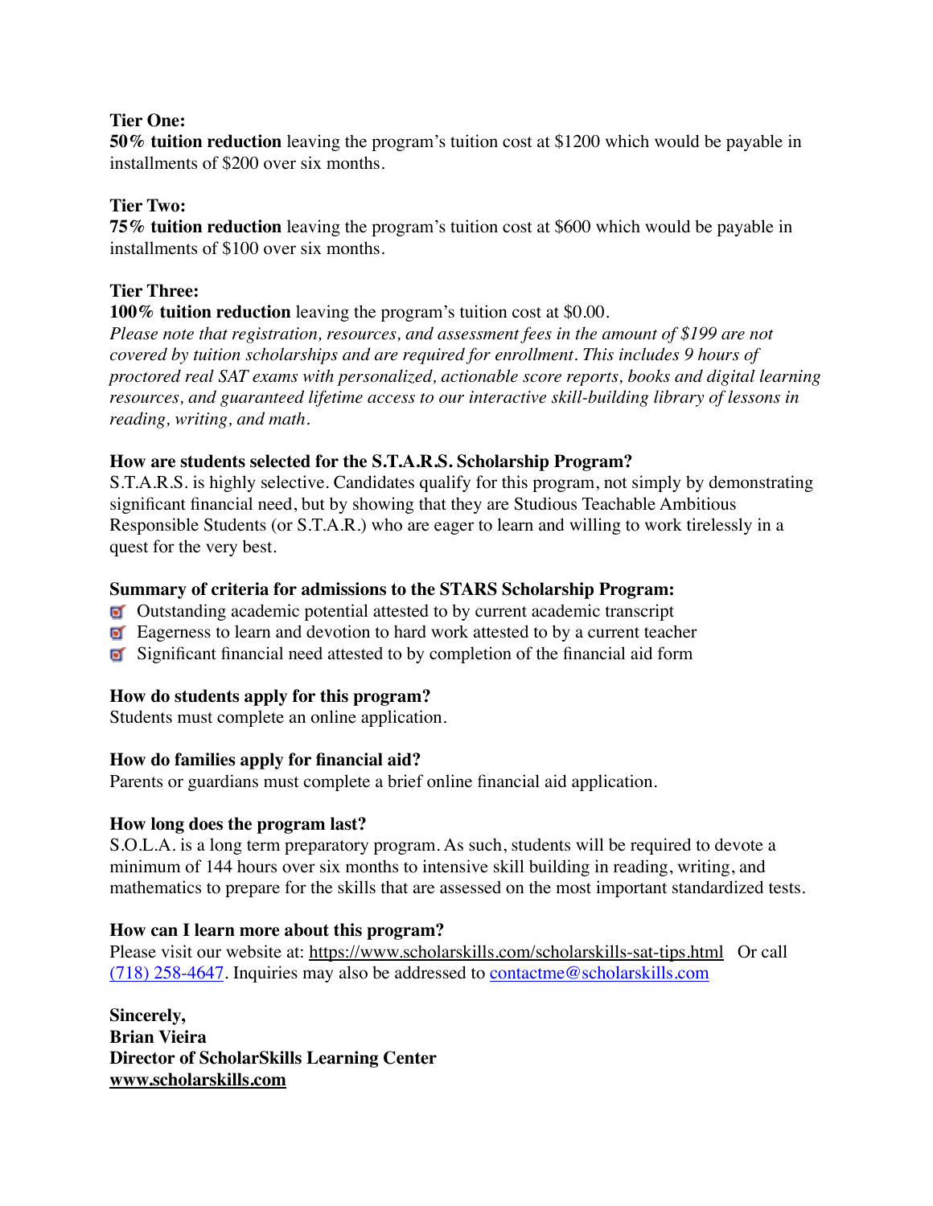**Tier One:**
**50% tuition reduction** leaving the program's tuition cost at $1200 which would be payable in installments of $200 over six months.

**Tier Two:**
**75% tuition reduction** leaving the program's tuition cost at $600 which would be payable in installments of $100 over six months.

**Tier Three:**
**100% tuition reduction** leaving the program's tuition cost at $0.00.
*Please note that registration, resources, and assessment fees in the amount of $199 are not covered by tuition scholarships and are required for enrollment. This includes 9 hours of proctored real SAT exams with personalized, actionable score reports, books and digital learning resources, and guaranteed lifetime access to our interactive skill-building library of lessons in reading, writing, and math.*

**How are students selected for the S.T.A.R.S. Scholarship Program?**
S.T.A.R.S. is highly selective. Candidates qualify for this program, not simply by demonstrating significant financial need, but by showing that they are Studious Teachable Ambitious Responsible Students (or S.T.A.R.) who are eager to learn and willing to work tirelessly in a quest for the very best.

**Summary of criteria for admissions to the STARS Scholarship Program:**

- Outstanding academic potential attested to by current academic transcript
- Eagerness to learn and devotion to hard work attested to by a current teacher
- Significant financial need attested to by completion of the financial aid form

**How do students apply for this program?**
Students must complete an online application.

**How do families apply for financial aid?**
Parents or guardians must complete a brief online financial aid application.

**How long does the program last?**
S.O.L.A. is a long term preparatory program. As such, students will be required to devote a minimum of 144 hours over six months to intensive skill building in reading, writing, and mathematics to prepare for the skills that are assessed on the most important standardized tests.

**How can I learn more about this program?**
Please visit our website at: https://www.scholarskills.com/scholarskills-sat-tips.html Or call (718) 258-4647. Inquiries may also be addressed to contactme@scholarskills.com

**Sincerely,**
**Brian Vieira**
**Director of ScholarSkills Learning Center**
**www.scholarskills.com**